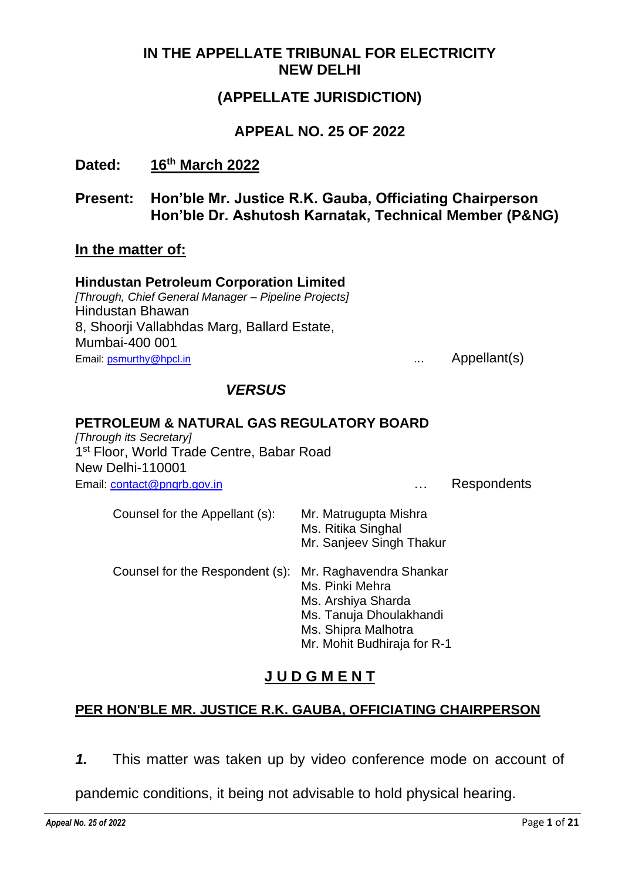# IN THE APPELLATE TRIBUNAL FOR ELECTRICITY
# NEW DELHI

## (APPELLATE JURISDICTION)

## APPEAL NO. 25 OF 2022

**Dated:** **16th March 2022**

**Present:** **Hon'ble Mr. Justice R.K. Gauba, Officiating Chairperson**
**Hon'ble Dr. Ashutosh Karnatak, Technical Member (P&NG)**

**In the matter of:**

**Hindustan Petroleum Corporation Limited**
*[Through, Chief General Manager – Pipeline Projects]*
Hindustan Bhawan
8, Shoorji Vallabhdas Marg, Ballard Estate,
Mumbai-400 001
Email: psmurthy@hpcl.in ... Appellant(s)

***VERSUS***

**PETROLEUM & NATURAL GAS REGULATORY BOARD**
*[Through its Secretary]*
1st Floor, World Trade Centre, Babar Road
New Delhi-110001
Email: contact@pngrb.gov.in … Respondents

| | |
|---|---|
| Counsel for the Appellant (s): | Mr. Matrugupta Mishra<br>Ms. Ritika Singhal<br>Mr. Sanjeev Singh Thakur |
| Counsel for the Respondent (s): | Mr. Raghavendra Shankar<br>Ms. Pinki Mehra<br>Ms. Arshiya Sharda<br>Ms. Tanuja Dhoulakhandi<br>Ms. Shipra Malhotra<br>Mr. Mohit Budhiraja for R-1 |

## J U D G M E N T

**PER HON'BLE MR. JUSTICE R.K. GAUBA, OFFICIATING CHAIRPERSON**

***1.*** This matter was taken up by video conference mode on account of pandemic conditions, it being not advisable to hold physical hearing.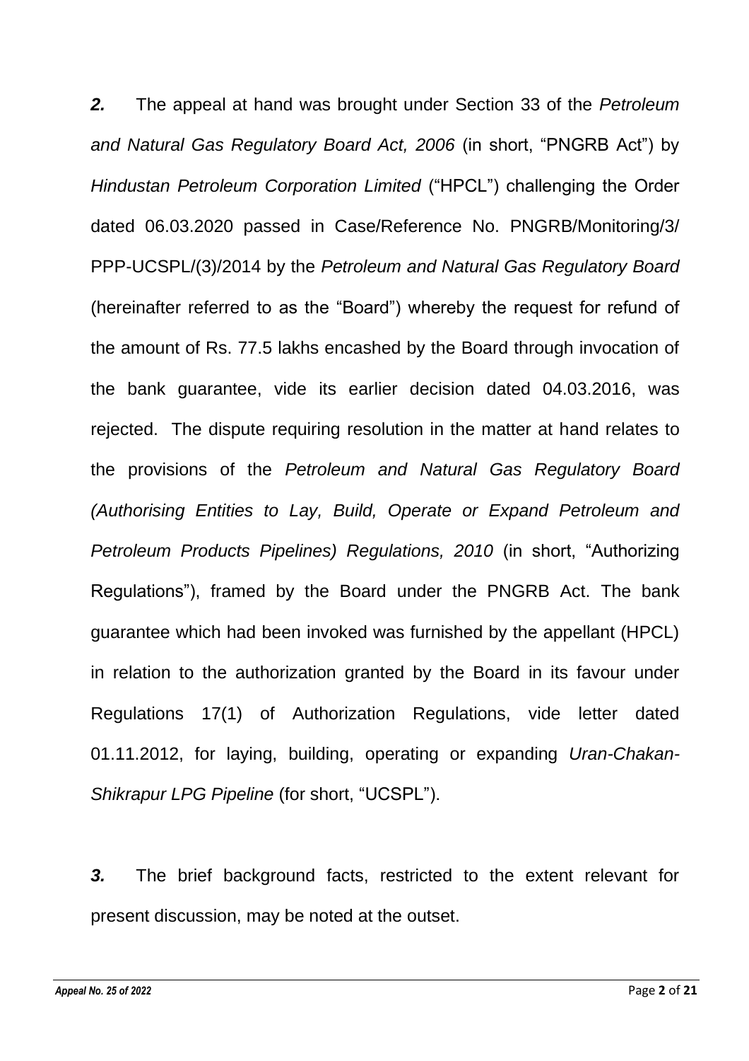***2.*** The appeal at hand was brought under Section 33 of the *Petroleum and Natural Gas Regulatory Board Act, 2006* (in short, "PNGRB Act") by *Hindustan Petroleum Corporation Limited* ("HPCL") challenging the Order dated 06.03.2020 passed in Case/Reference No. PNGRB/Monitoring/3/ PPP-UCSPL/(3)/2014 by the *Petroleum and Natural Gas Regulatory Board* (hereinafter referred to as the "Board") whereby the request for refund of the amount of Rs. 77.5 lakhs encashed by the Board through invocation of the bank guarantee, vide its earlier decision dated 04.03.2016, was rejected. The dispute requiring resolution in the matter at hand relates to the provisions of the *Petroleum and Natural Gas Regulatory Board (Authorising Entities to Lay, Build, Operate or Expand Petroleum and Petroleum Products Pipelines) Regulations, 2010* (in short, "Authorizing Regulations"), framed by the Board under the PNGRB Act. The bank guarantee which had been invoked was furnished by the appellant (HPCL) in relation to the authorization granted by the Board in its favour under Regulations 17(1) of Authorization Regulations, vide letter dated 01.11.2012, for laying, building, operating or expanding *Uran-Chakan-Shikrapur LPG Pipeline* (for short, "UCSPL").

***3.*** The brief background facts, restricted to the extent relevant for present discussion, may be noted at the outset.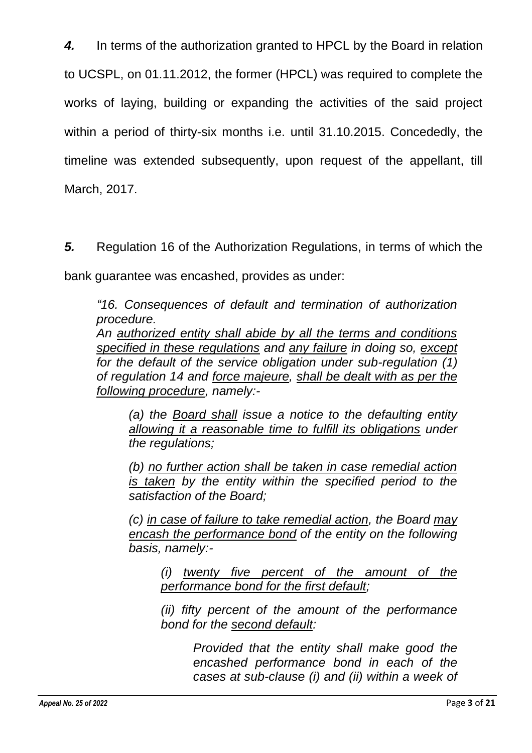***4.*** In terms of the authorization granted to HPCL by the Board in relation to UCSPL, on 01.11.2012, the former (HPCL) was required to complete the works of laying, building or expanding the activities of the said project within a period of thirty-six months i.e. until 31.10.2015. Concededly, the timeline was extended subsequently, upon request of the appellant, till March, 2017.

***5.*** Regulation 16 of the Authorization Regulations, in terms of which the bank guarantee was encashed, provides as under:

> *"16. Consequences of default and termination of authorization procedure.*
> *An <u>authorized entity shall abide by all the terms and conditions specified in these regulations</u> and <u>any failure</u> in doing so, <u>except</u> for the default of the service obligation under sub-regulation (1) of regulation 14 and <u>force majeure</u>, <u>shall be dealt with as per the following procedure</u>, namely:-*
>
> > *(a) the <u>Board shall</u> issue a notice to the defaulting entity <u>allowing it a reasonable time to fulfill its obligations</u> under the regulations;*
> >
> > *(b) <u>no further action shall be taken in case remedial action is taken</u> by the entity within the specified period to the satisfaction of the Board;*
> >
> > *(c) <u>in case of failure to take remedial action</u>, the Board <u>may encash the performance bond</u> of the entity on the following basis, namely:-*
> >
> > > *(i) <u>twenty five percent of the amount of the performance bond for the first default;</u>*
> > >
> > > *(ii) fifty percent of the amount of the performance bond for the <u>second default</u>:*
> > >
> > > > *Provided that the entity shall make good the encashed performance bond in each of the cases at sub-clause (i) and (ii) within a week of*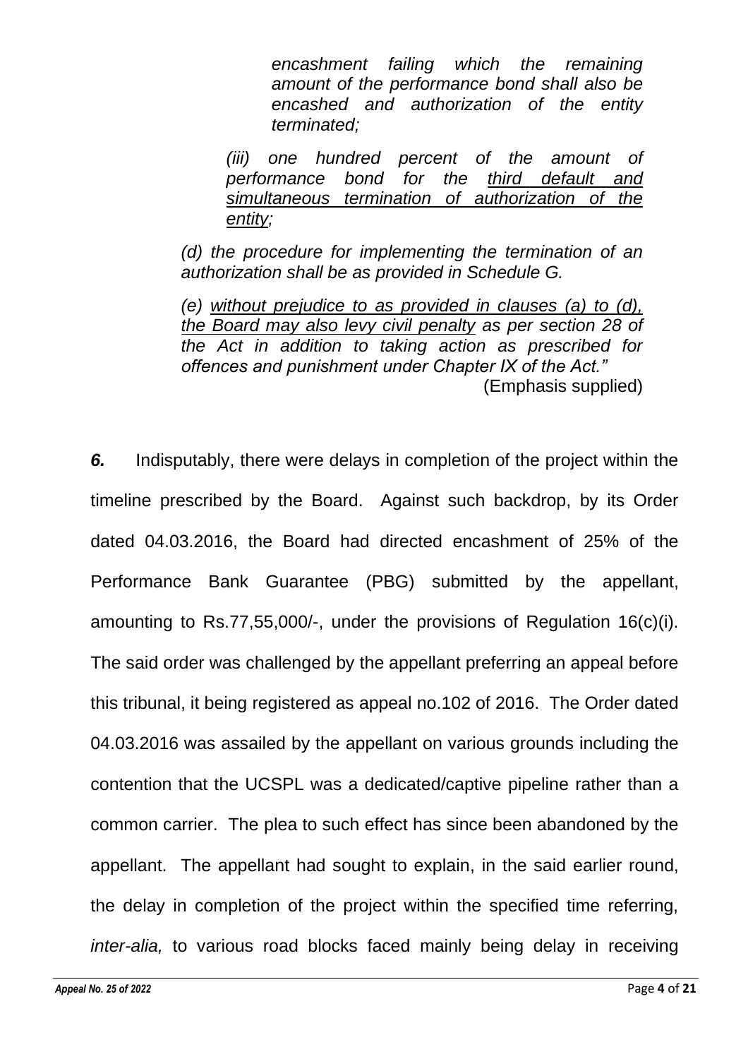> *encashment failing which the remaining amount of the performance bond shall also be encashed and authorization of the entity terminated;*
>
> *(iii) one hundred percent of the amount of performance bond for the third default and simultaneous termination of authorization of the entity;*
>
> *(d) the procedure for implementing the termination of an authorization shall be as provided in Schedule G.*
>
> *(e) without prejudice to as provided in clauses (a) to (d), the Board may also levy civil penalty as per section 28 of the Act in addition to taking action as prescribed for offences and punishment under Chapter IX of the Act."*
>
> (Emphasis supplied)

***6.*** Indisputably, there were delays in completion of the project within the timeline prescribed by the Board. Against such backdrop, by its Order dated 04.03.2016, the Board had directed encashment of 25% of the Performance Bank Guarantee (PBG) submitted by the appellant, amounting to Rs.77,55,000/-, under the provisions of Regulation 16(c)(i). The said order was challenged by the appellant preferring an appeal before this tribunal, it being registered as appeal no.102 of 2016. The Order dated 04.03.2016 was assailed by the appellant on various grounds including the contention that the UCSPL was a dedicated/captive pipeline rather than a common carrier. The plea to such effect has since been abandoned by the appellant. The appellant had sought to explain, in the said earlier round, the delay in completion of the project within the specified time referring, *inter-alia,* to various road blocks faced mainly being delay in receiving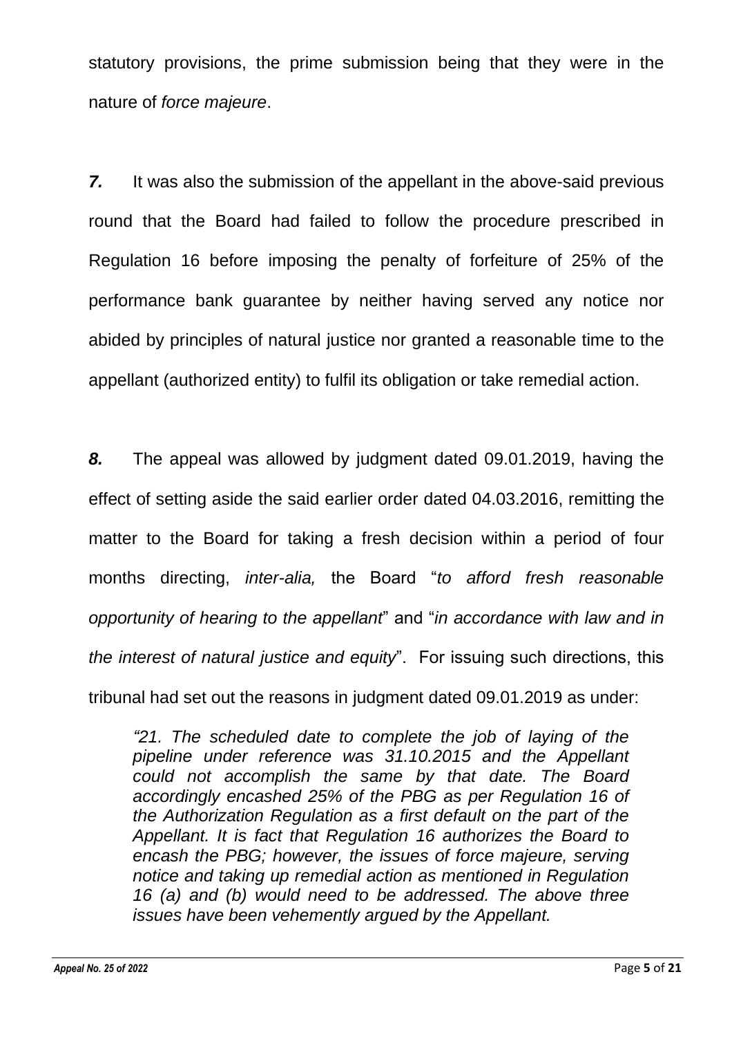statutory provisions, the prime submission being that they were in the nature of *force majeure*.

***7.*** It was also the submission of the appellant in the above-said previous round that the Board had failed to follow the procedure prescribed in Regulation 16 before imposing the penalty of forfeiture of 25% of the performance bank guarantee by neither having served any notice nor abided by principles of natural justice nor granted a reasonable time to the appellant (authorized entity) to fulfil its obligation or take remedial action.

***8.*** The appeal was allowed by judgment dated 09.01.2019, having the effect of setting aside the said earlier order dated 04.03.2016, remitting the matter to the Board for taking a fresh decision within a period of four months directing, *inter-alia,* the Board "*to afford fresh reasonable opportunity of hearing to the appellant*" and "*in accordance with law and in the interest of natural justice and equity*". For issuing such directions, this tribunal had set out the reasons in judgment dated 09.01.2019 as under:

> *"21. The scheduled date to complete the job of laying of the pipeline under reference was 31.10.2015 and the Appellant could not accomplish the same by that date. The Board accordingly encashed 25% of the PBG as per Regulation 16 of the Authorization Regulation as a first default on the part of the Appellant. It is fact that Regulation 16 authorizes the Board to encash the PBG; however, the issues of force majeure, serving notice and taking up remedial action as mentioned in Regulation 16 (a) and (b) would need to be addressed. The above three issues have been vehemently argued by the Appellant.*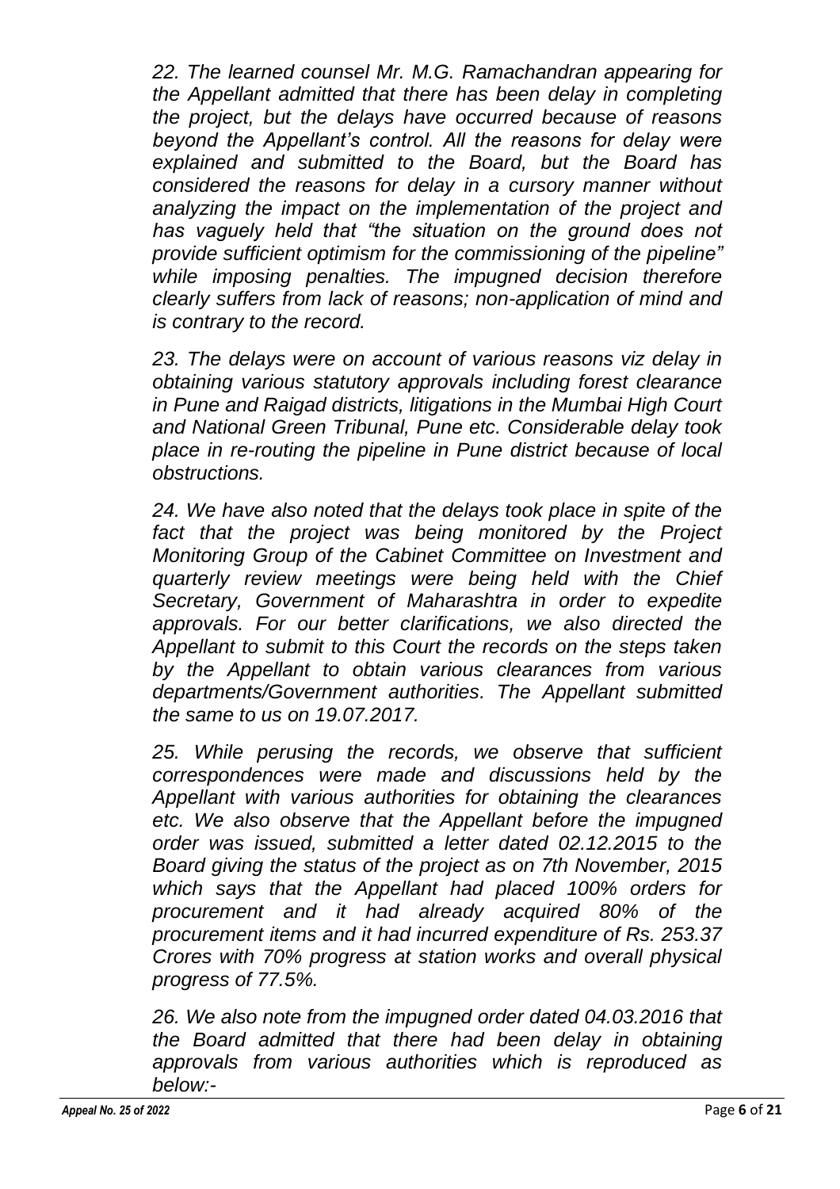*22. The learned counsel Mr. M.G. Ramachandran appearing for the Appellant admitted that there has been delay in completing the project, but the delays have occurred because of reasons beyond the Appellant's control. All the reasons for delay were explained and submitted to the Board, but the Board has considered the reasons for delay in a cursory manner without analyzing the impact on the implementation of the project and has vaguely held that "the situation on the ground does not provide sufficient optimism for the commissioning of the pipeline" while imposing penalties. The impugned decision therefore clearly suffers from lack of reasons; non-application of mind and is contrary to the record.*

*23. The delays were on account of various reasons viz delay in obtaining various statutory approvals including forest clearance in Pune and Raigad districts, litigations in the Mumbai High Court and National Green Tribunal, Pune etc. Considerable delay took place in re-routing the pipeline in Pune district because of local obstructions.*

*24. We have also noted that the delays took place in spite of the fact that the project was being monitored by the Project Monitoring Group of the Cabinet Committee on Investment and quarterly review meetings were being held with the Chief Secretary, Government of Maharashtra in order to expedite approvals. For our better clarifications, we also directed the Appellant to submit to this Court the records on the steps taken by the Appellant to obtain various clearances from various departments/Government authorities. The Appellant submitted the same to us on 19.07.2017.*

*25. While perusing the records, we observe that sufficient correspondences were made and discussions held by the Appellant with various authorities for obtaining the clearances etc. We also observe that the Appellant before the impugned order was issued, submitted a letter dated 02.12.2015 to the Board giving the status of the project as on 7th November, 2015 which says that the Appellant had placed 100% orders for procurement and it had already acquired 80% of the procurement items and it had incurred expenditure of Rs. 253.37 Crores with 70% progress at station works and overall physical progress of 77.5%.*

*26. We also note from the impugned order dated 04.03.2016 that the Board admitted that there had been delay in obtaining approvals from various authorities which is reproduced as below:-*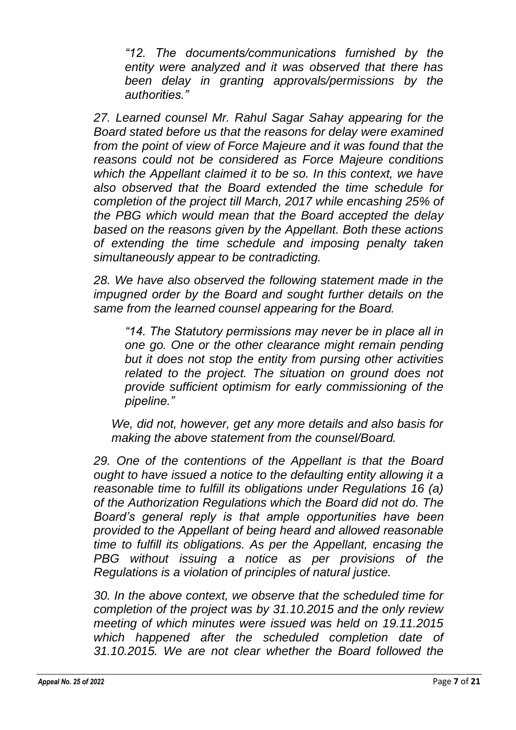> *"12. The documents/communications furnished by the entity were analyzed and it was observed that there has been delay in granting approvals/permissions by the authorities."*

*27. Learned counsel Mr. Rahul Sagar Sahay appearing for the Board stated before us that the reasons for delay were examined from the point of view of Force Majeure and it was found that the reasons could not be considered as Force Majeure conditions which the Appellant claimed it to be so. In this context, we have also observed that the Board extended the time schedule for completion of the project till March, 2017 while encashing 25% of the PBG which would mean that the Board accepted the delay based on the reasons given by the Appellant. Both these actions of extending the time schedule and imposing penalty taken simultaneously appear to be contradicting.*

*28. We have also observed the following statement made in the impugned order by the Board and sought further details on the same from the learned counsel appearing for the Board.*

> *"14. The Statutory permissions may never be in place all in one go. One or the other clearance might remain pending but it does not stop the entity from pursing other activities related to the project. The situation on ground does not provide sufficient optimism for early commissioning of the pipeline."*

*We, did not, however, get any more details and also basis for making the above statement from the counsel/Board.*

*29. One of the contentions of the Appellant is that the Board ought to have issued a notice to the defaulting entity allowing it a reasonable time to fulfill its obligations under Regulations 16 (a) of the Authorization Regulations which the Board did not do. The Board's general reply is that ample opportunities have been provided to the Appellant of being heard and allowed reasonable time to fulfill its obligations. As per the Appellant, encasing the PBG without issuing a notice as per provisions of the Regulations is a violation of principles of natural justice.*

*30. In the above context, we observe that the scheduled time for completion of the project was by 31.10.2015 and the only review meeting of which minutes were issued was held on 19.11.2015 which happened after the scheduled completion date of 31.10.2015. We are not clear whether the Board followed the*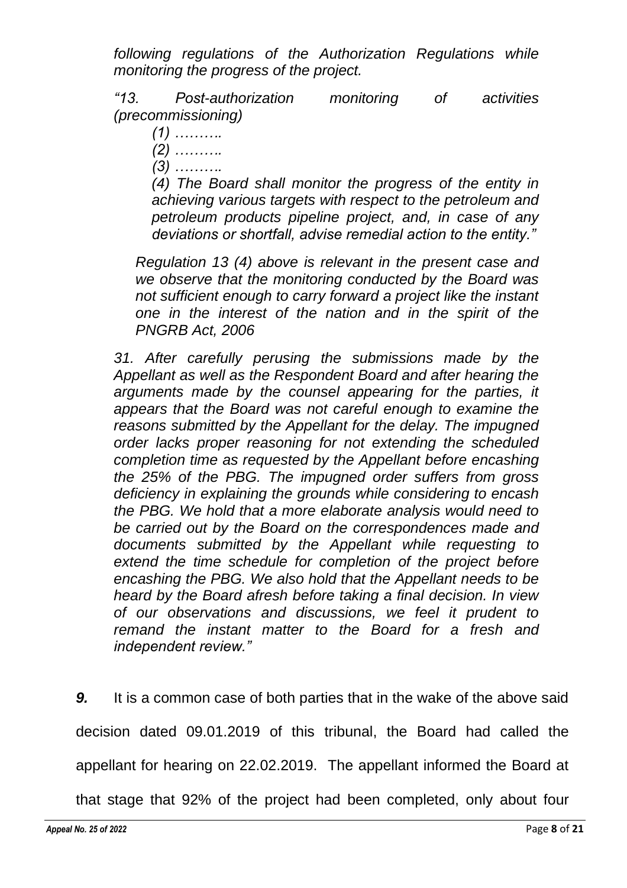*following regulations of the Authorization Regulations while monitoring the progress of the project.*

*"13. Post-authorization monitoring of activities (precommissioning)*

> *(1) ……….*
> *(2) ……….*
> *(3) ……….*
> *(4) The Board shall monitor the progress of the entity in achieving various targets with respect to the petroleum and petroleum products pipeline project, and, in case of any deviations or shortfall, advise remedial action to the entity."*

*Regulation 13 (4) above is relevant in the present case and we observe that the monitoring conducted by the Board was not sufficient enough to carry forward a project like the instant one in the interest of the nation and in the spirit of the PNGRB Act, 2006*

*31. After carefully perusing the submissions made by the Appellant as well as the Respondent Board and after hearing the arguments made by the counsel appearing for the parties, it appears that the Board was not careful enough to examine the reasons submitted by the Appellant for the delay. The impugned order lacks proper reasoning for not extending the scheduled completion time as requested by the Appellant before encashing the 25% of the PBG. The impugned order suffers from gross deficiency in explaining the grounds while considering to encash the PBG. We hold that a more elaborate analysis would need to be carried out by the Board on the correspondences made and documents submitted by the Appellant while requesting to extend the time schedule for completion of the project before encashing the PBG. We also hold that the Appellant needs to be heard by the Board afresh before taking a final decision. In view of our observations and discussions, we feel it prudent to remand the instant matter to the Board for a fresh and independent review."*

***9.*** It is a common case of both parties that in the wake of the above said decision dated 09.01.2019 of this tribunal, the Board had called the appellant for hearing on 22.02.2019. The appellant informed the Board at that stage that 92% of the project had been completed, only about four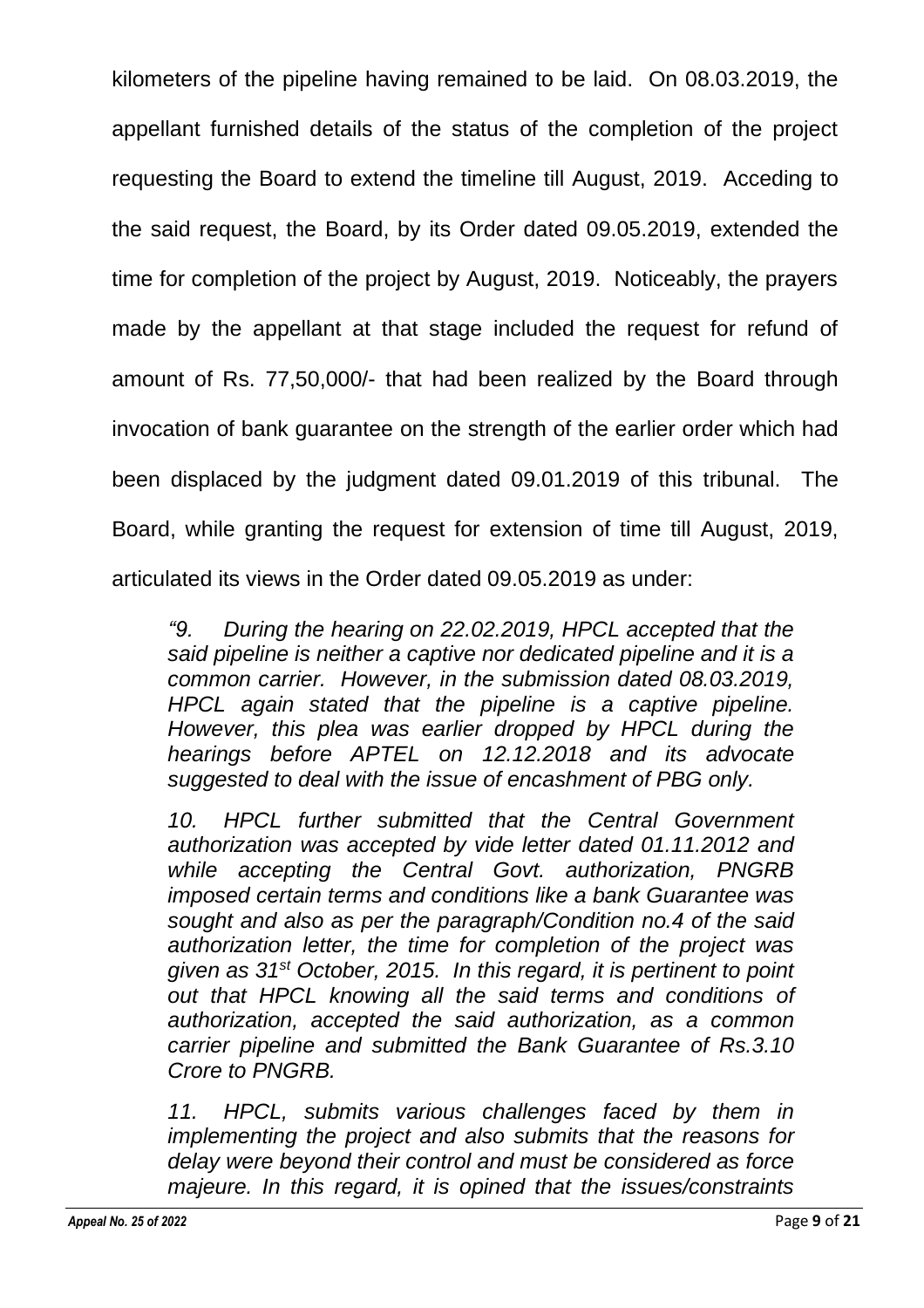kilometers of the pipeline having remained to be laid. On 08.03.2019, the appellant furnished details of the status of the completion of the project requesting the Board to extend the timeline till August, 2019. Acceding to the said request, the Board, by its Order dated 09.05.2019, extended the time for completion of the project by August, 2019. Noticeably, the prayers made by the appellant at that stage included the request for refund of amount of Rs. 77,50,000/- that had been realized by the Board through invocation of bank guarantee on the strength of the earlier order which had been displaced by the judgment dated 09.01.2019 of this tribunal. The Board, while granting the request for extension of time till August, 2019, articulated its views in the Order dated 09.05.2019 as under:

> *"9. During the hearing on 22.02.2019, HPCL accepted that the said pipeline is neither a captive nor dedicated pipeline and it is a common carrier. However, in the submission dated 08.03.2019, HPCL again stated that the pipeline is a captive pipeline. However, this plea was earlier dropped by HPCL during the hearings before APTEL on 12.12.2018 and its advocate suggested to deal with the issue of encashment of PBG only.*
>
> *10. HPCL further submitted that the Central Government authorization was accepted by vide letter dated 01.11.2012 and while accepting the Central Govt. authorization, PNGRB imposed certain terms and conditions like a bank Guarantee was sought and also as per the paragraph/Condition no.4 of the said authorization letter, the time for completion of the project was given as 31st October, 2015. In this regard, it is pertinent to point out that HPCL knowing all the said terms and conditions of authorization, accepted the said authorization, as a common carrier pipeline and submitted the Bank Guarantee of Rs.3.10 Crore to PNGRB.*
>
> *11. HPCL, submits various challenges faced by them in implementing the project and also submits that the reasons for delay were beyond their control and must be considered as force majeure. In this regard, it is opined that the issues/constraints*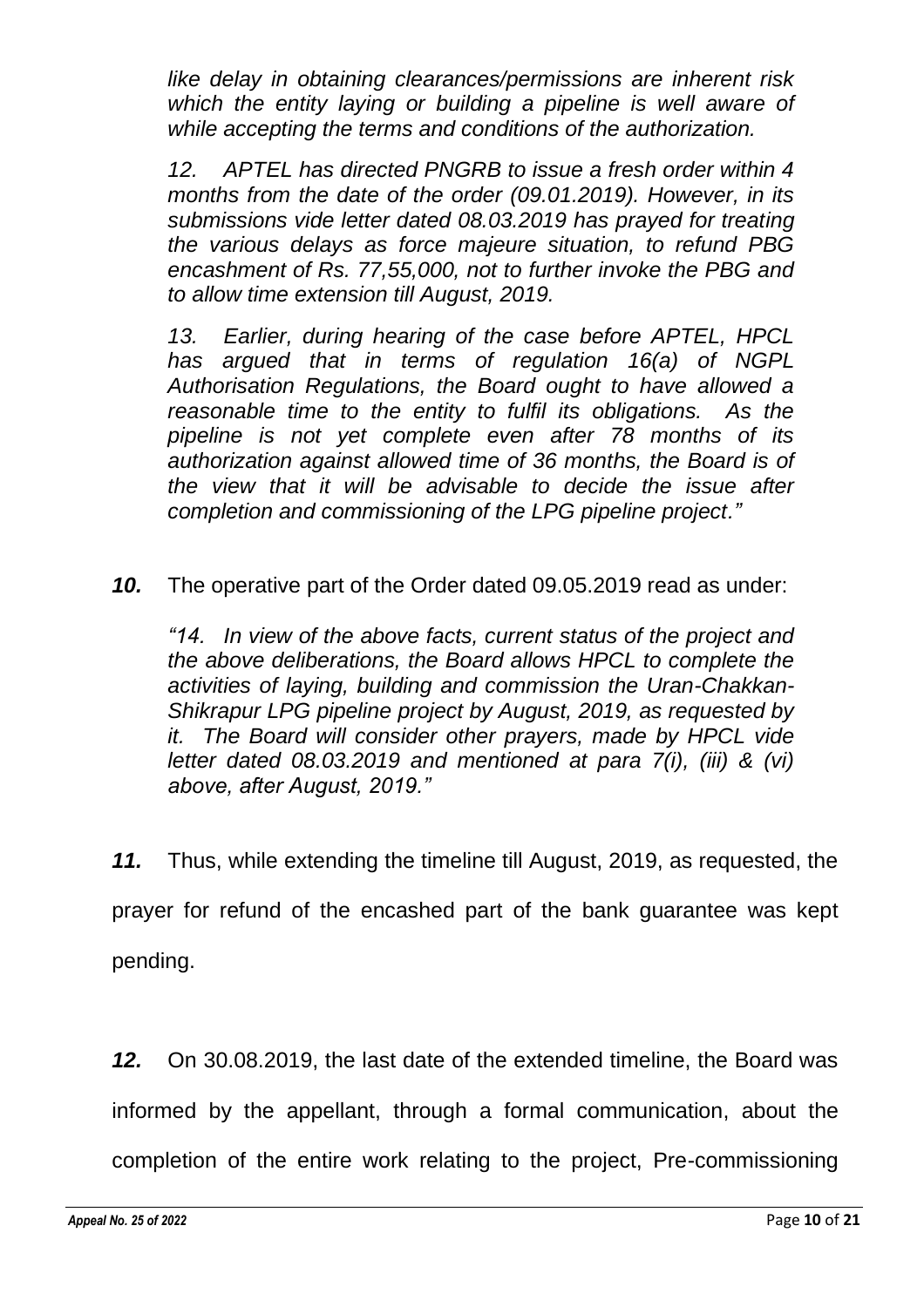*like delay in obtaining clearances/permissions are inherent risk which the entity laying or building a pipeline is well aware of while accepting the terms and conditions of the authorization.*

*12. APTEL has directed PNGRB to issue a fresh order within 4 months from the date of the order (09.01.2019). However, in its submissions vide letter dated 08.03.2019 has prayed for treating the various delays as force majeure situation, to refund PBG encashment of Rs. 77,55,000, not to further invoke the PBG and to allow time extension till August, 2019.*

*13. Earlier, during hearing of the case before APTEL, HPCL has argued that in terms of regulation 16(a) of NGPL Authorisation Regulations, the Board ought to have allowed a reasonable time to the entity to fulfil its obligations. As the pipeline is not yet complete even after 78 months of its authorization against allowed time of 36 months, the Board is of the view that it will be advisable to decide the issue after completion and commissioning of the LPG pipeline project."*

***10.*** The operative part of the Order dated 09.05.2019 read as under:

*"14. In view of the above facts, current status of the project and the above deliberations, the Board allows HPCL to complete the activities of laying, building and commission the Uran-Chakkan-Shikrapur LPG pipeline project by August, 2019, as requested by it. The Board will consider other prayers, made by HPCL vide letter dated 08.03.2019 and mentioned at para 7(i), (iii) & (vi) above, after August, 2019."*

***11.*** Thus, while extending the timeline till August, 2019, as requested, the prayer for refund of the encashed part of the bank guarantee was kept pending.

***12.*** On 30.08.2019, the last date of the extended timeline, the Board was informed by the appellant, through a formal communication, about the completion of the entire work relating to the project, Pre-commissioning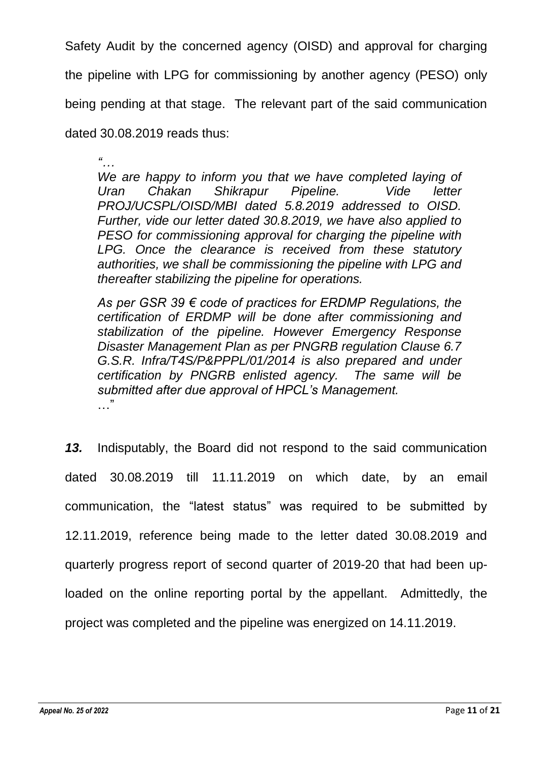Safety Audit by the concerned agency (OISD) and approval for charging the pipeline with LPG for commissioning by another agency (PESO) only being pending at that stage. The relevant part of the said communication dated 30.08.2019 reads thus:

> *"…*
>
> *We are happy to inform you that we have completed laying of Uran Chakan Shikrapur Pipeline. Vide letter PROJ/UCSPL/OISD/MBI dated 5.8.2019 addressed to OISD. Further, vide our letter dated 30.8.2019, we have also applied to PESO for commissioning approval for charging the pipeline with LPG. Once the clearance is received from these statutory authorities, we shall be commissioning the pipeline with LPG and thereafter stabilizing the pipeline for operations.*
>
> *As per GSR 39 € code of practices for ERDMP Regulations, the certification of ERDMP will be done after commissioning and stabilization of the pipeline. However Emergency Response Disaster Management Plan as per PNGRB regulation Clause 6.7 G.S.R. Infra/T4S/P&PPPL/01/2014 is also prepared and under certification by PNGRB enlisted agency. The same will be submitted after due approval of HPCL's Management.*
>
> …"

***13.*** Indisputably, the Board did not respond to the said communication dated 30.08.2019 till 11.11.2019 on which date, by an email communication, the "latest status" was required to be submitted by 12.11.2019, reference being made to the letter dated 30.08.2019 and quarterly progress report of second quarter of 2019-20 that had been up-loaded on the online reporting portal by the appellant. Admittedly, the project was completed and the pipeline was energized on 14.11.2019.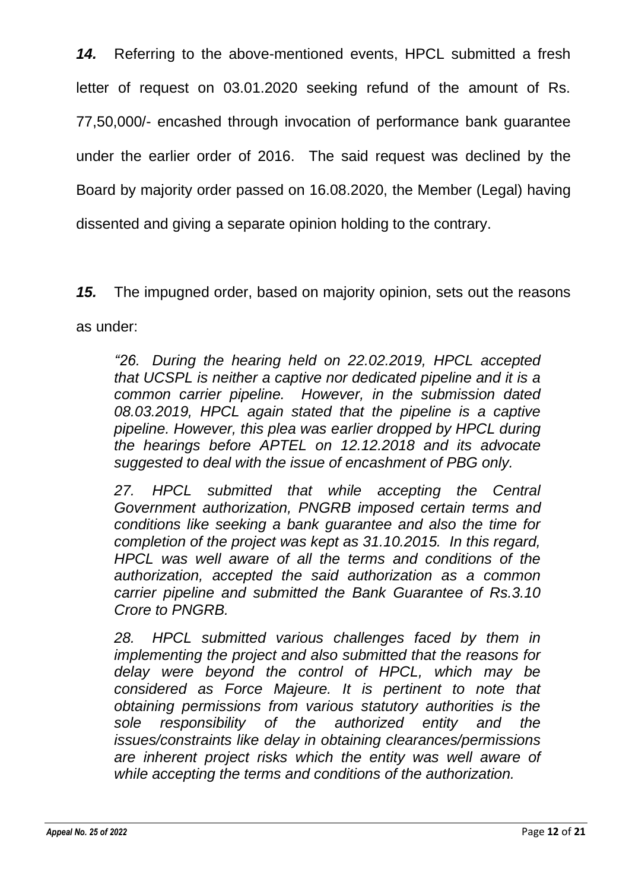***14.*** Referring to the above-mentioned events, HPCL submitted a fresh letter of request on 03.01.2020 seeking refund of the amount of Rs. 77,50,000/- encashed through invocation of performance bank guarantee under the earlier order of 2016. The said request was declined by the Board by majority order passed on 16.08.2020, the Member (Legal) having dissented and giving a separate opinion holding to the contrary.

***15.*** The impugned order, based on majority opinion, sets out the reasons as under:

> *"26. During the hearing held on 22.02.2019, HPCL accepted that UCSPL is neither a captive nor dedicated pipeline and it is a common carrier pipeline. However, in the submission dated 08.03.2019, HPCL again stated that the pipeline is a captive pipeline. However, this plea was earlier dropped by HPCL during the hearings before APTEL on 12.12.2018 and its advocate suggested to deal with the issue of encashment of PBG only.*
>
> *27. HPCL submitted that while accepting the Central Government authorization, PNGRB imposed certain terms and conditions like seeking a bank guarantee and also the time for completion of the project was kept as 31.10.2015. In this regard, HPCL was well aware of all the terms and conditions of the authorization, accepted the said authorization as a common carrier pipeline and submitted the Bank Guarantee of Rs.3.10 Crore to PNGRB.*
>
> *28. HPCL submitted various challenges faced by them in implementing the project and also submitted that the reasons for delay were beyond the control of HPCL, which may be considered as Force Majeure. It is pertinent to note that obtaining permissions from various statutory authorities is the sole responsibility of the authorized entity and the issues/constraints like delay in obtaining clearances/permissions are inherent project risks which the entity was well aware of while accepting the terms and conditions of the authorization.*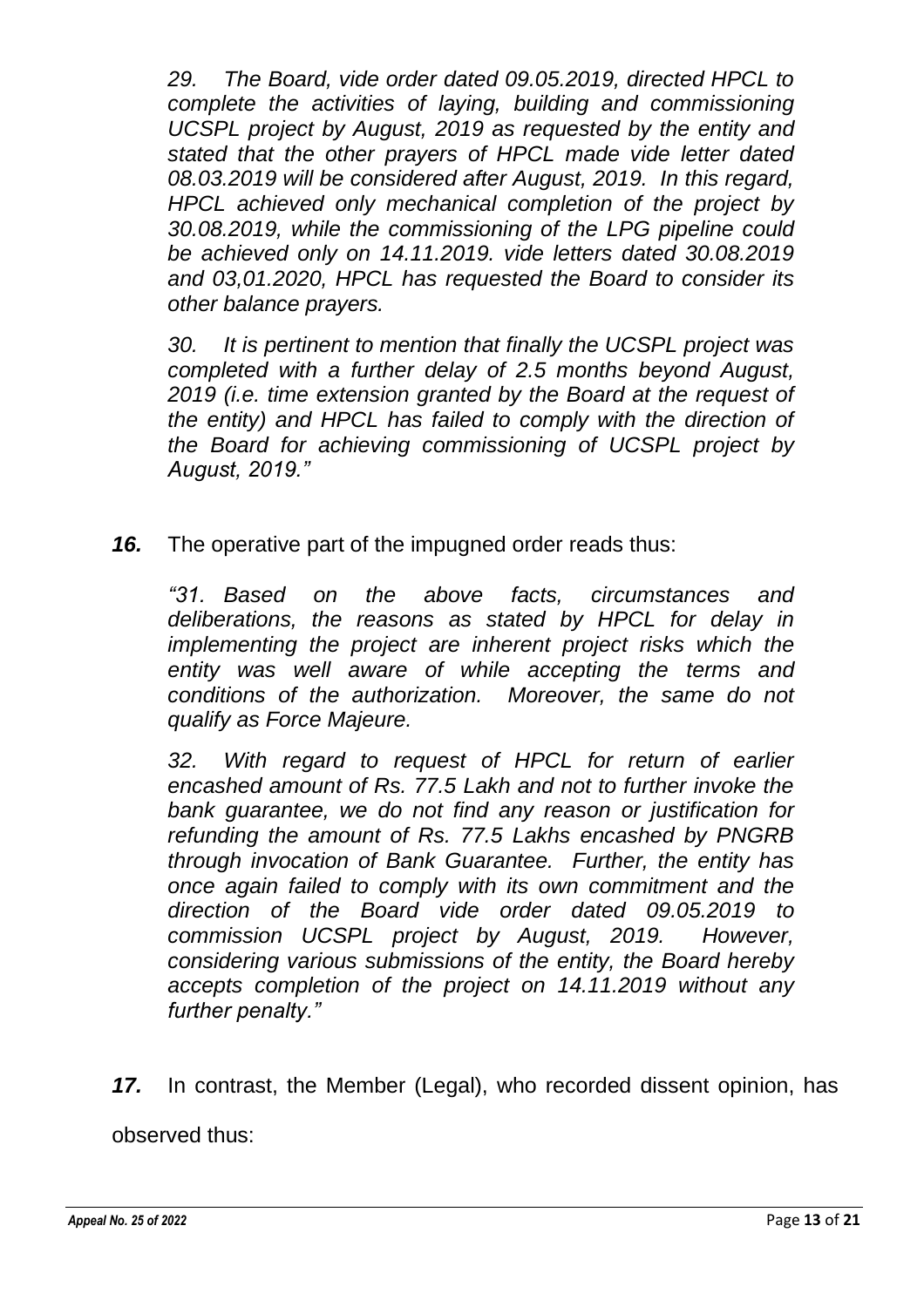*29. The Board, vide order dated 09.05.2019, directed HPCL to complete the activities of laying, building and commissioning UCSPL project by August, 2019 as requested by the entity and stated that the other prayers of HPCL made vide letter dated 08.03.2019 will be considered after August, 2019. In this regard, HPCL achieved only mechanical completion of the project by 30.08.2019, while the commissioning of the LPG pipeline could be achieved only on 14.11.2019. vide letters dated 30.08.2019 and 03,01.2020, HPCL has requested the Board to consider its other balance prayers.*

*30. It is pertinent to mention that finally the UCSPL project was completed with a further delay of 2.5 months beyond August, 2019 (i.e. time extension granted by the Board at the request of the entity) and HPCL has failed to comply with the direction of the Board for achieving commissioning of UCSPL project by August, 2019."*

***16.*** The operative part of the impugned order reads thus:

*"31. Based on the above facts, circumstances and deliberations, the reasons as stated by HPCL for delay in implementing the project are inherent project risks which the entity was well aware of while accepting the terms and conditions of the authorization. Moreover, the same do not qualify as Force Majeure.*

*32. With regard to request of HPCL for return of earlier encashed amount of Rs. 77.5 Lakh and not to further invoke the bank guarantee, we do not find any reason or justification for refunding the amount of Rs. 77.5 Lakhs encashed by PNGRB through invocation of Bank Guarantee. Further, the entity has once again failed to comply with its own commitment and the direction of the Board vide order dated 09.05.2019 to commission UCSPL project by August, 2019. However, considering various submissions of the entity, the Board hereby accepts completion of the project on 14.11.2019 without any further penalty."*

***17.*** In contrast, the Member (Legal), who recorded dissent opinion, has observed thus: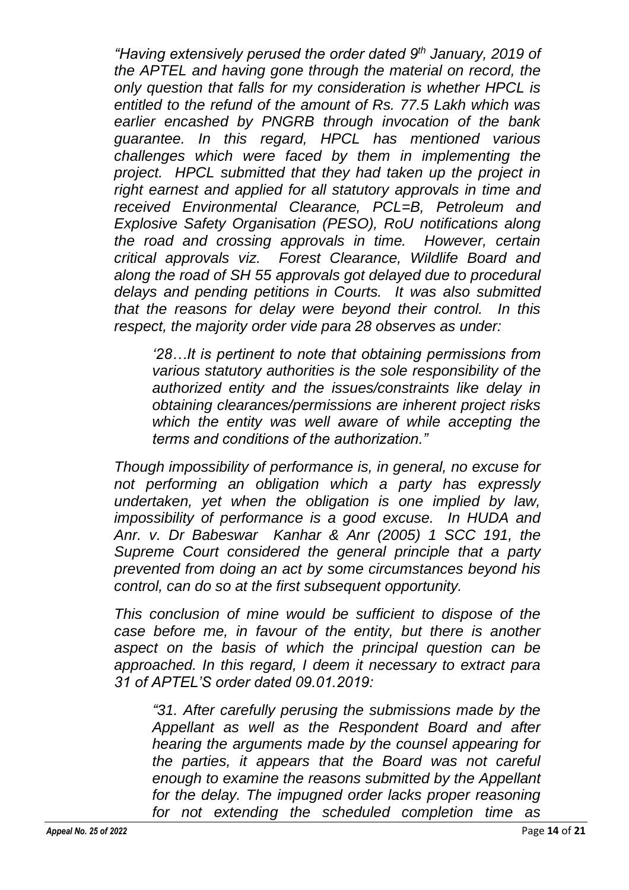*"Having extensively perused the order dated 9th January, 2019 of the APTEL and having gone through the material on record, the only question that falls for my consideration is whether HPCL is entitled to the refund of the amount of Rs. 77.5 Lakh which was earlier encashed by PNGRB through invocation of the bank guarantee. In this regard, HPCL has mentioned various challenges which were faced by them in implementing the project. HPCL submitted that they had taken up the project in right earnest and applied for all statutory approvals in time and received Environmental Clearance, PCL=B, Petroleum and Explosive Safety Organisation (PESO), RoU notifications along the road and crossing approvals in time. However, certain critical approvals viz. Forest Clearance, Wildlife Board and along the road of SH 55 approvals got delayed due to procedural delays and pending petitions in Courts. It was also submitted that the reasons for delay were beyond their control. In this respect, the majority order vide para 28 observes as under:*

> *'28…It is pertinent to note that obtaining permissions from various statutory authorities is the sole responsibility of the authorized entity and the issues/constraints like delay in obtaining clearances/permissions are inherent project risks which the entity was well aware of while accepting the terms and conditions of the authorization."*

*Though impossibility of performance is, in general, no excuse for not performing an obligation which a party has expressly undertaken, yet when the obligation is one implied by law, impossibility of performance is a good excuse. In HUDA and Anr. v. Dr Babeswar Kanhar & Anr (2005) 1 SCC 191, the Supreme Court considered the general principle that a party prevented from doing an act by some circumstances beyond his control, can do so at the first subsequent opportunity.*

*This conclusion of mine would be sufficient to dispose of the case before me, in favour of the entity, but there is another aspect on the basis of which the principal question can be approached. In this regard, I deem it necessary to extract para 31 of APTEL'S order dated 09.01.2019:*

> *"31. After carefully perusing the submissions made by the Appellant as well as the Respondent Board and after hearing the arguments made by the counsel appearing for the parties, it appears that the Board was not careful enough to examine the reasons submitted by the Appellant for the delay. The impugned order lacks proper reasoning for not extending the scheduled completion time as*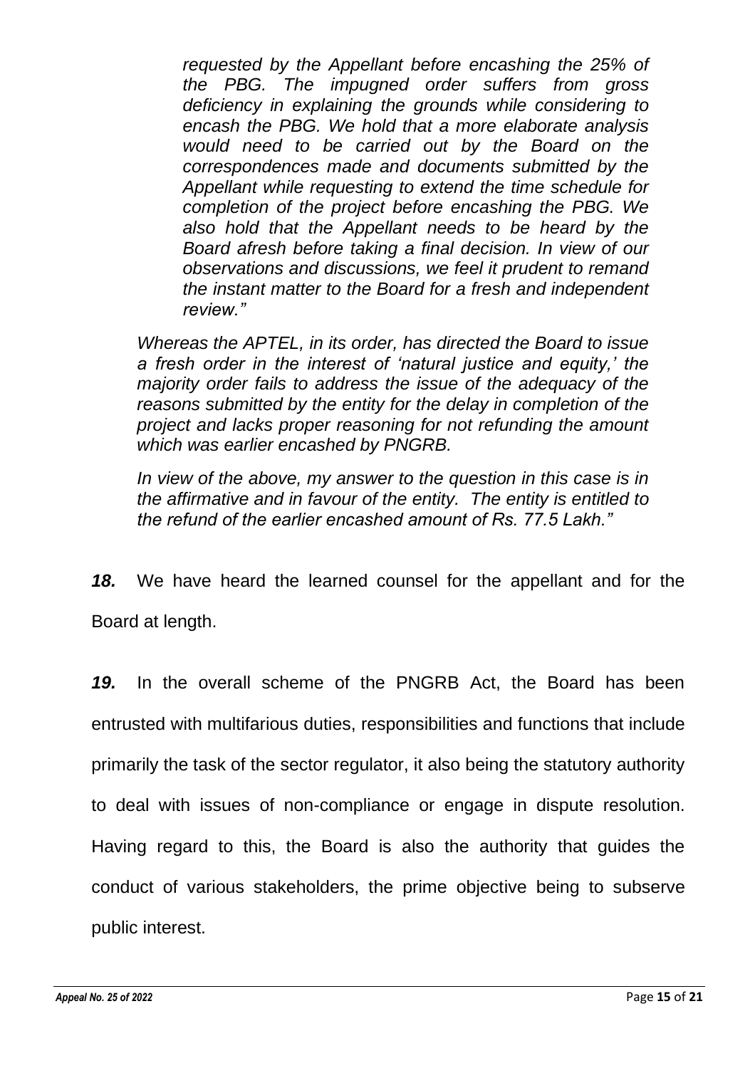*requested by the Appellant before encashing the 25% of the PBG. The impugned order suffers from gross deficiency in explaining the grounds while considering to encash the PBG. We hold that a more elaborate analysis would need to be carried out by the Board on the correspondences made and documents submitted by the Appellant while requesting to extend the time schedule for completion of the project before encashing the PBG. We also hold that the Appellant needs to be heard by the Board afresh before taking a final decision. In view of our observations and discussions, we feel it prudent to remand the instant matter to the Board for a fresh and independent review."*

*Whereas the APTEL, in its order, has directed the Board to issue a fresh order in the interest of 'natural justice and equity,' the majority order fails to address the issue of the adequacy of the reasons submitted by the entity for the delay in completion of the project and lacks proper reasoning for not refunding the amount which was earlier encashed by PNGRB.*

*In view of the above, my answer to the question in this case is in the affirmative and in favour of the entity. The entity is entitled to the refund of the earlier encashed amount of Rs. 77.5 Lakh."*

***18.*** We have heard the learned counsel for the appellant and for the Board at length.

***19.*** In the overall scheme of the PNGRB Act, the Board has been entrusted with multifarious duties, responsibilities and functions that include primarily the task of the sector regulator, it also being the statutory authority to deal with issues of non-compliance or engage in dispute resolution. Having regard to this, the Board is also the authority that guides the conduct of various stakeholders, the prime objective being to subserve public interest.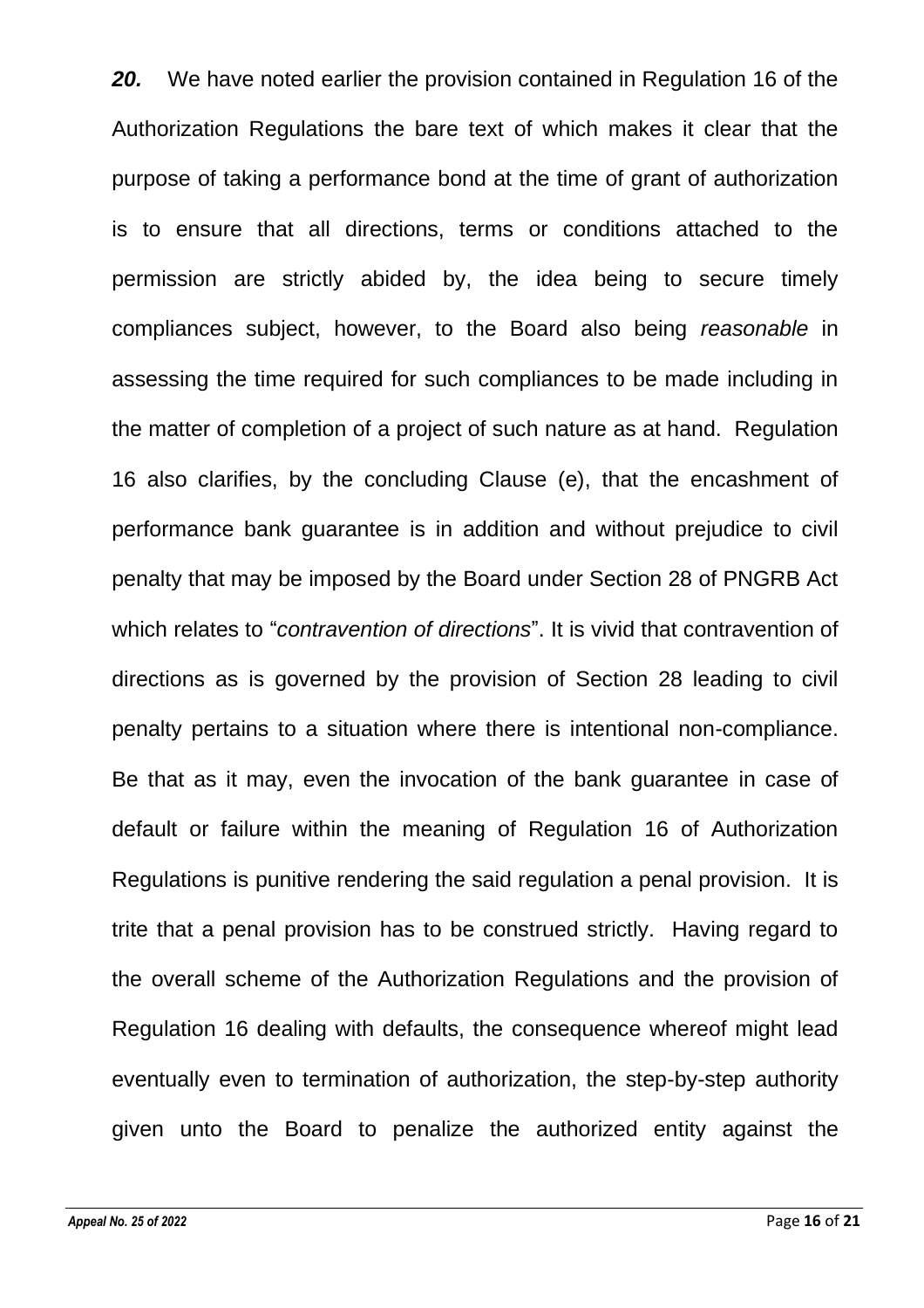***20.*** We have noted earlier the provision contained in Regulation 16 of the Authorization Regulations the bare text of which makes it clear that the purpose of taking a performance bond at the time of grant of authorization is to ensure that all directions, terms or conditions attached to the permission are strictly abided by, the idea being to secure timely compliances subject, however, to the Board also being *reasonable* in assessing the time required for such compliances to be made including in the matter of completion of a project of such nature as at hand. Regulation 16 also clarifies, by the concluding Clause (e), that the encashment of performance bank guarantee is in addition and without prejudice to civil penalty that may be imposed by the Board under Section 28 of PNGRB Act which relates to "*contravention of directions*". It is vivid that contravention of directions as is governed by the provision of Section 28 leading to civil penalty pertains to a situation where there is intentional non-compliance. Be that as it may, even the invocation of the bank guarantee in case of default or failure within the meaning of Regulation 16 of Authorization Regulations is punitive rendering the said regulation a penal provision. It is trite that a penal provision has to be construed strictly. Having regard to the overall scheme of the Authorization Regulations and the provision of Regulation 16 dealing with defaults, the consequence whereof might lead eventually even to termination of authorization, the step-by-step authority given unto the Board to penalize the authorized entity against the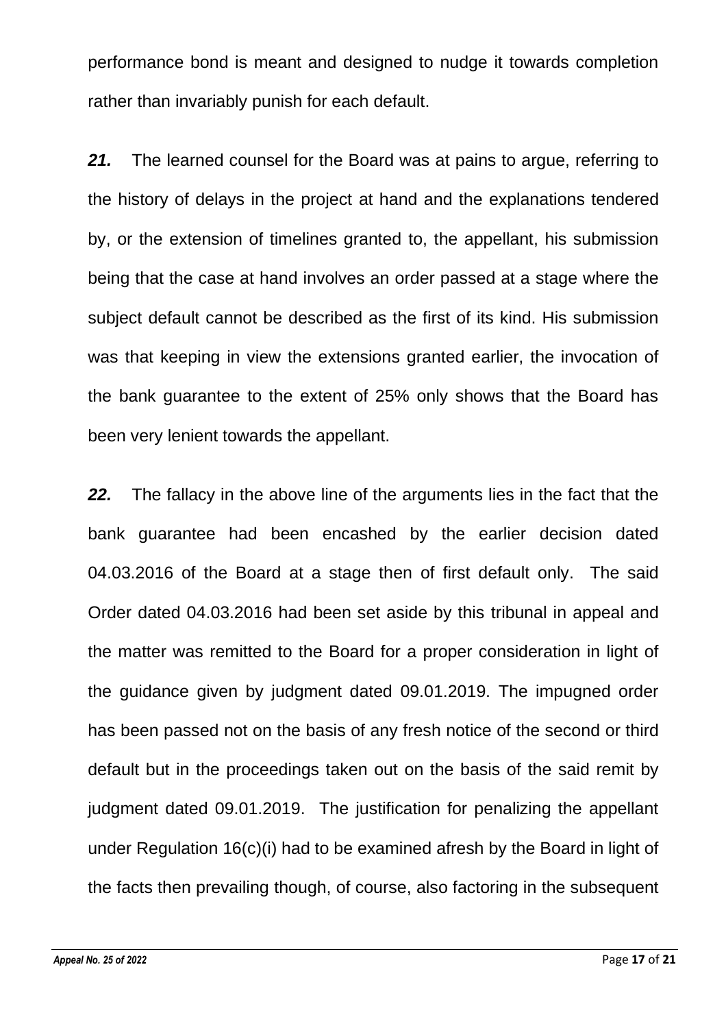performance bond is meant and designed to nudge it towards completion rather than invariably punish for each default.

***21.*** The learned counsel for the Board was at pains to argue, referring to the history of delays in the project at hand and the explanations tendered by, or the extension of timelines granted to, the appellant, his submission being that the case at hand involves an order passed at a stage where the subject default cannot be described as the first of its kind. His submission was that keeping in view the extensions granted earlier, the invocation of the bank guarantee to the extent of 25% only shows that the Board has been very lenient towards the appellant.

***22.*** The fallacy in the above line of the arguments lies in the fact that the bank guarantee had been encashed by the earlier decision dated 04.03.2016 of the Board at a stage then of first default only. The said Order dated 04.03.2016 had been set aside by this tribunal in appeal and the matter was remitted to the Board for a proper consideration in light of the guidance given by judgment dated 09.01.2019. The impugned order has been passed not on the basis of any fresh notice of the second or third default but in the proceedings taken out on the basis of the said remit by judgment dated 09.01.2019. The justification for penalizing the appellant under Regulation 16(c)(i) had to be examined afresh by the Board in light of the facts then prevailing though, of course, also factoring in the subsequent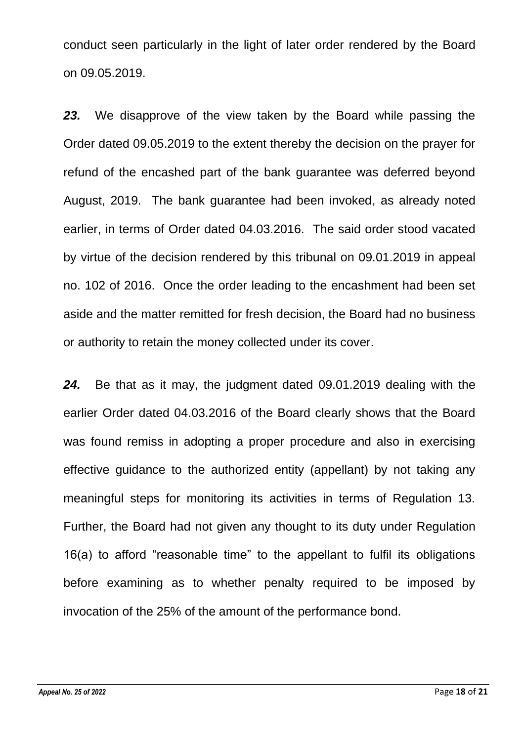conduct seen particularly in the light of later order rendered by the Board on 09.05.2019.

***23.*** We disapprove of the view taken by the Board while passing the Order dated 09.05.2019 to the extent thereby the decision on the prayer for refund of the encashed part of the bank guarantee was deferred beyond August, 2019. The bank guarantee had been invoked, as already noted earlier, in terms of Order dated 04.03.2016. The said order stood vacated by virtue of the decision rendered by this tribunal on 09.01.2019 in appeal no. 102 of 2016. Once the order leading to the encashment had been set aside and the matter remitted for fresh decision, the Board had no business or authority to retain the money collected under its cover.

***24.*** Be that as it may, the judgment dated 09.01.2019 dealing with the earlier Order dated 04.03.2016 of the Board clearly shows that the Board was found remiss in adopting a proper procedure and also in exercising effective guidance to the authorized entity (appellant) by not taking any meaningful steps for monitoring its activities in terms of Regulation 13. Further, the Board had not given any thought to its duty under Regulation 16(a) to afford "reasonable time" to the appellant to fulfil its obligations before examining as to whether penalty required to be imposed by invocation of the 25% of the amount of the performance bond.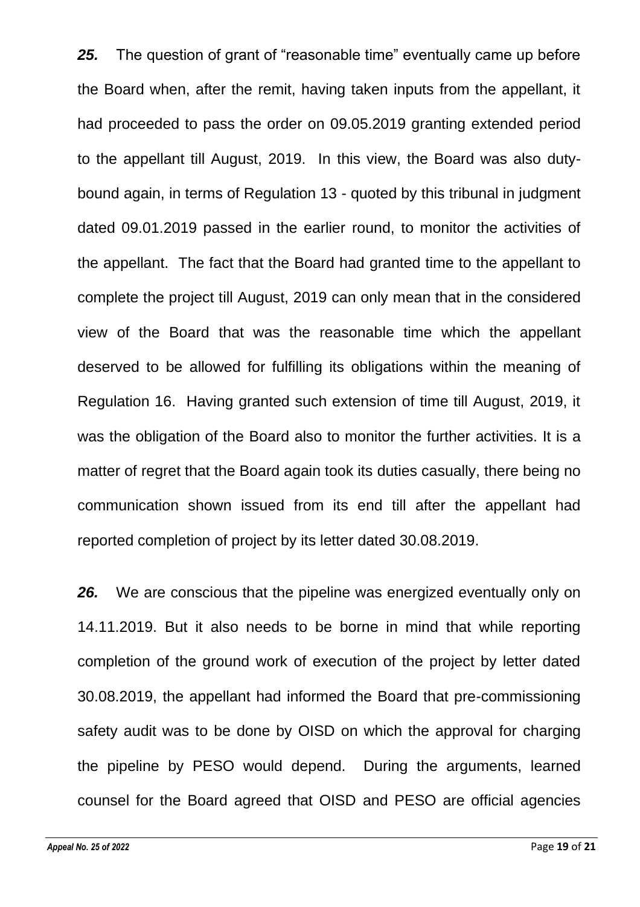***25.*** The question of grant of "reasonable time" eventually came up before the Board when, after the remit, having taken inputs from the appellant, it had proceeded to pass the order on 09.05.2019 granting extended period to the appellant till August, 2019. In this view, the Board was also duty-bound again, in terms of Regulation 13 - quoted by this tribunal in judgment dated 09.01.2019 passed in the earlier round, to monitor the activities of the appellant. The fact that the Board had granted time to the appellant to complete the project till August, 2019 can only mean that in the considered view of the Board that was the reasonable time which the appellant deserved to be allowed for fulfilling its obligations within the meaning of Regulation 16. Having granted such extension of time till August, 2019, it was the obligation of the Board also to monitor the further activities. It is a matter of regret that the Board again took its duties casually, there being no communication shown issued from its end till after the appellant had reported completion of project by its letter dated 30.08.2019.

***26.*** We are conscious that the pipeline was energized eventually only on 14.11.2019. But it also needs to be borne in mind that while reporting completion of the ground work of execution of the project by letter dated 30.08.2019, the appellant had informed the Board that pre-commissioning safety audit was to be done by OISD on which the approval for charging the pipeline by PESO would depend. During the arguments, learned counsel for the Board agreed that OISD and PESO are official agencies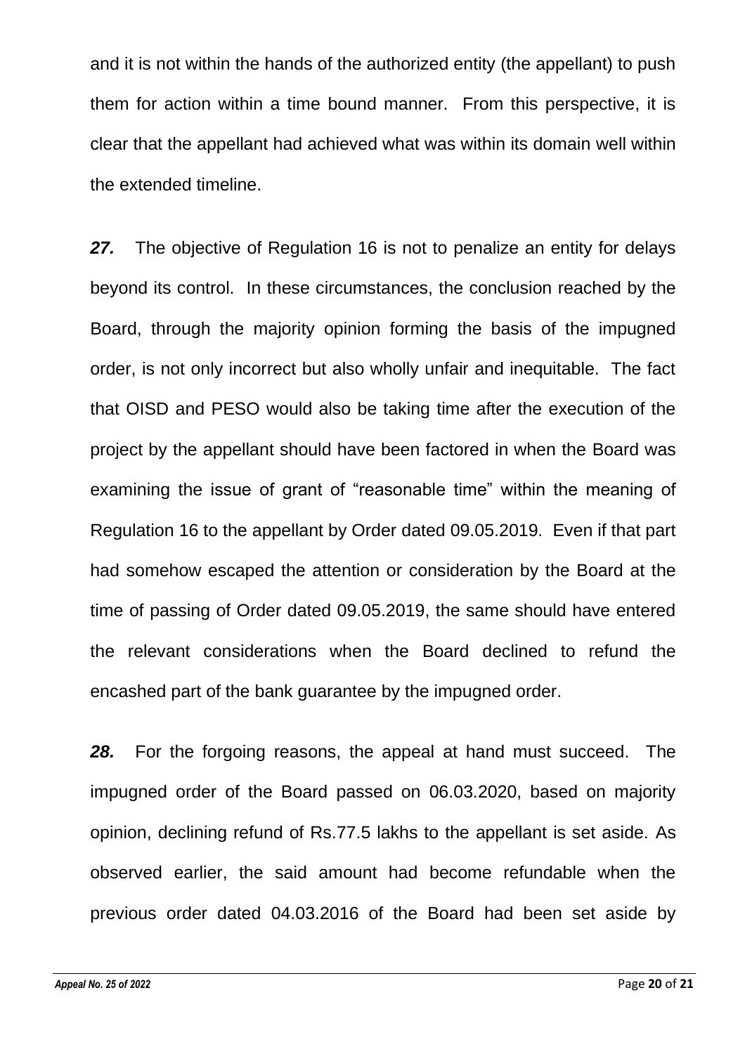and it is not within the hands of the authorized entity (the appellant) to push them for action within a time bound manner. From this perspective, it is clear that the appellant had achieved what was within its domain well within the extended timeline.

***27.*** The objective of Regulation 16 is not to penalize an entity for delays beyond its control. In these circumstances, the conclusion reached by the Board, through the majority opinion forming the basis of the impugned order, is not only incorrect but also wholly unfair and inequitable. The fact that OISD and PESO would also be taking time after the execution of the project by the appellant should have been factored in when the Board was examining the issue of grant of "reasonable time" within the meaning of Regulation 16 to the appellant by Order dated 09.05.2019. Even if that part had somehow escaped the attention or consideration by the Board at the time of passing of Order dated 09.05.2019, the same should have entered the relevant considerations when the Board declined to refund the encashed part of the bank guarantee by the impugned order.

***28.*** For the forgoing reasons, the appeal at hand must succeed. The impugned order of the Board passed on 06.03.2020, based on majority opinion, declining refund of Rs.77.5 lakhs to the appellant is set aside. As observed earlier, the said amount had become refundable when the previous order dated 04.03.2016 of the Board had been set aside by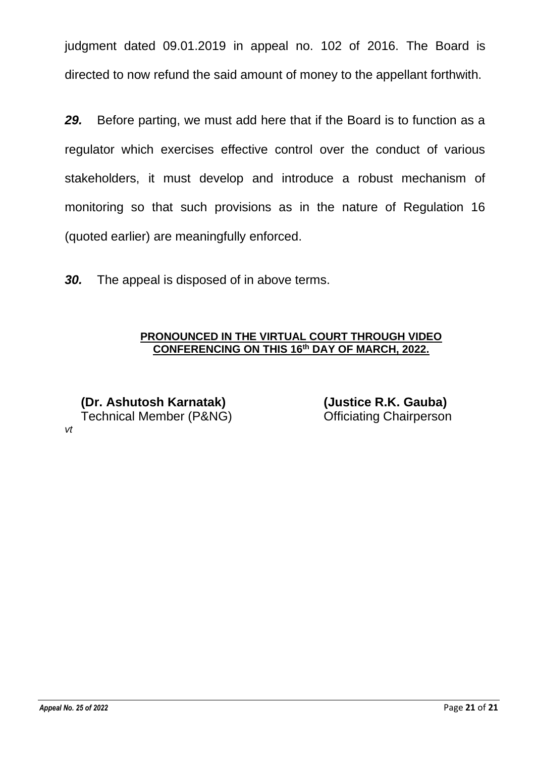judgment dated 09.01.2019 in appeal no. 102 of 2016. The Board is directed to now refund the said amount of money to the appellant forthwith.

***29.*** Before parting, we must add here that if the Board is to function as a regulator which exercises effective control over the conduct of various stakeholders, it must develop and introduce a robust mechanism of monitoring so that such provisions as in the nature of Regulation 16 (quoted earlier) are meaningfully enforced.

***30.*** The appeal is disposed of in above terms.

**PRONOUNCED IN THE VIRTUAL COURT THROUGH VIDEO CONFERENCING ON THIS 16th DAY OF MARCH, 2022.**

**(Dr. Ashutosh Karnatak)**
Technical Member (P&NG)

**(Justice R.K. Gauba)**
Officiating Chairperson

*vt*